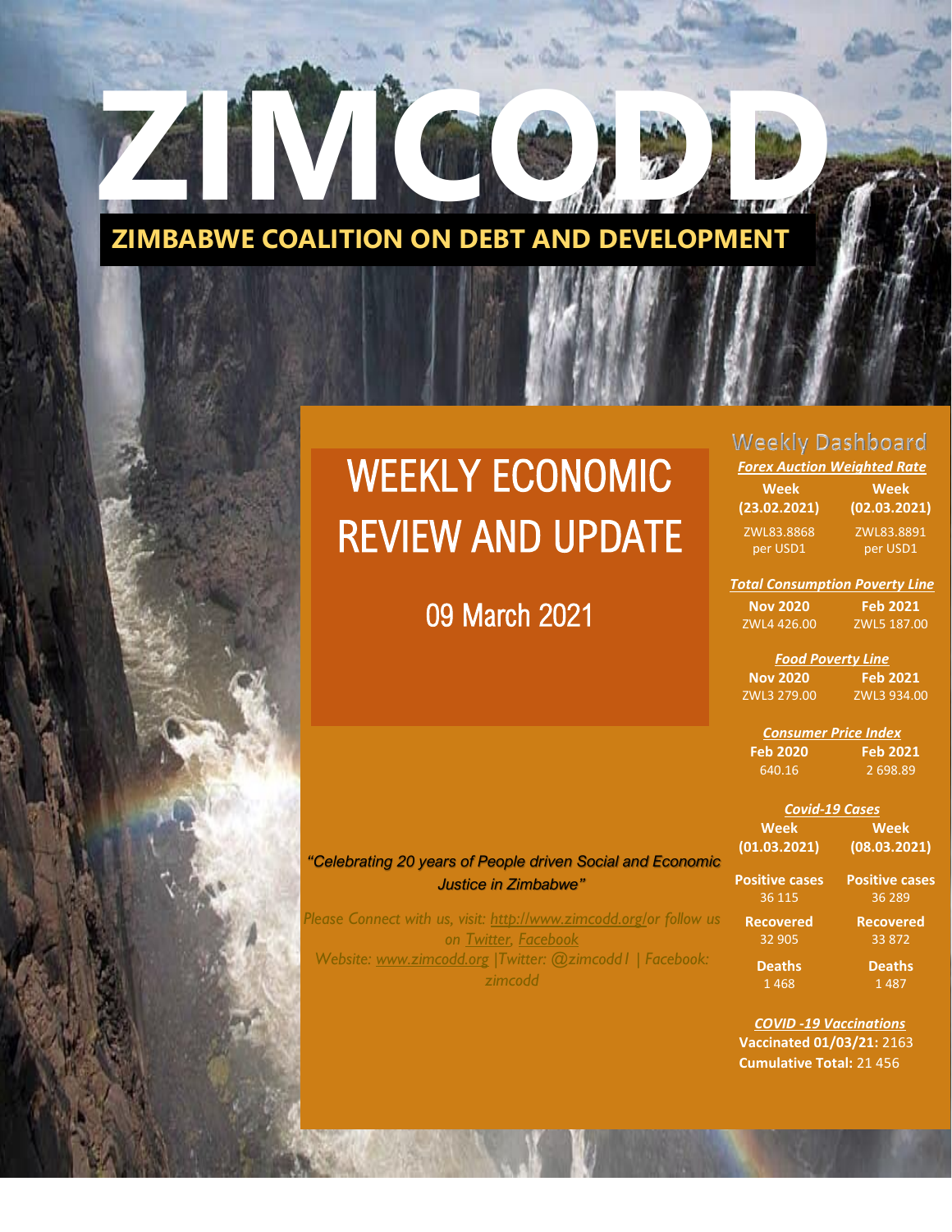# ZIMCODD

## ZIMBABWE COALITION ON DEBT AND DEVELOPMENT

# WEEKLY ECONOMIC REVIEW AND UPDATE

09 March 2021

*"Celebrating 20 years of People driven Social and Economic Justice in Zimbabwe"*

*Please Connect with us, visit: http://www.zimcodd.org/or follow us on Twitter, Facebook*
*Website: www.zimcodd.org |Twitter: @zimcodd1 | Facebook: zimcodd*

## Weekly Dashboard

***Forex Auction Weighted Rate***

| Week (23.02.2021) | Week (02.03.2021) |
|---|---|
| ZWL83.8868 per USD1 | ZWL83.8891 per USD1 |

***Total Consumption Poverty Line***

| Nov 2020 | Feb 2021 |
|---|---|
| ZWL4 426.00 | ZWL5 187.00 |

***Food Poverty Line***

| Nov 2020 | Feb 2021 |
|---|---|
| ZWL3 279.00 | ZWL3 934.00 |

***Consumer Price Index***

| Feb 2020 | Feb 2021 |
|---|---|
| 640.16 | 2 698.89 |

***Covid-19 Cases***

| | Week (01.03.2021) | Week (08.03.2021) |
|---|---|---|
| Positive cases | 36 115 | 36 289 |
| Recovered | 32 905 | 33 872 |
| Deaths | 1 468 | 1 487 |

***COVID -19 Vaccinations***

**Vaccinated 01/03/21:** 2163
**Cumulative Total:** 21 456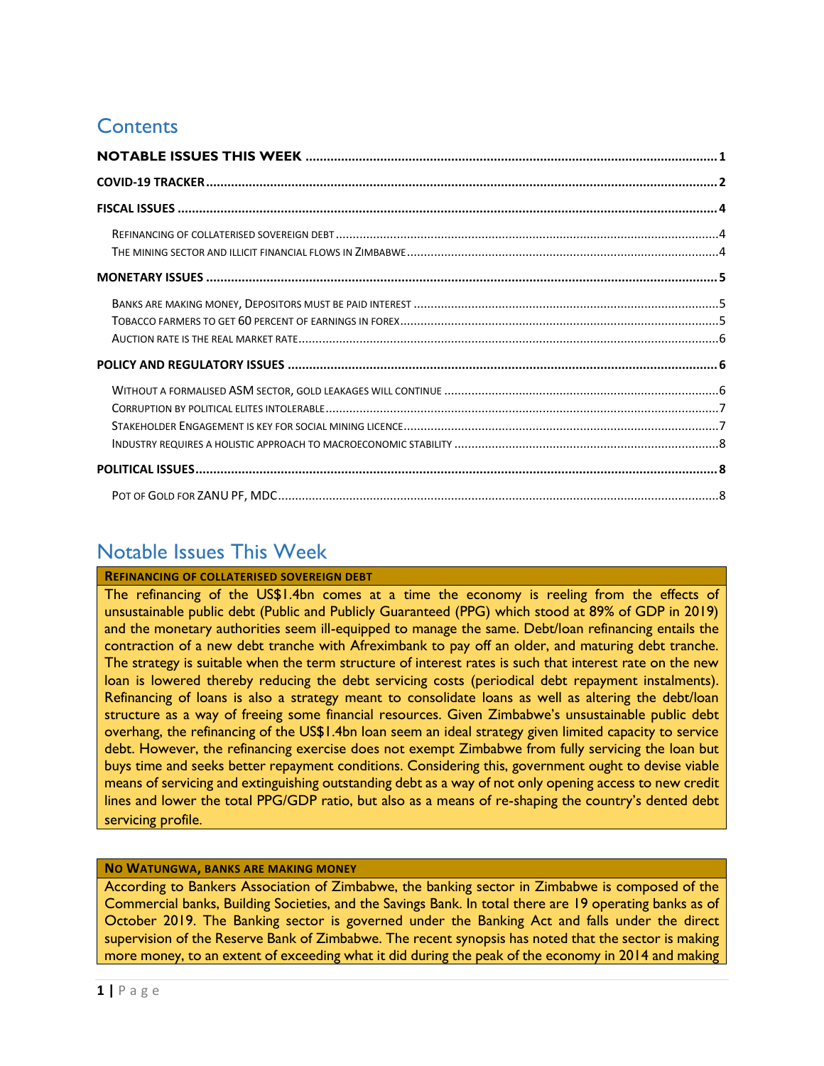# Contents

**NOTABLE ISSUES THIS WEEK** .......... 1

**COVID-19 TRACKER** .......... 2

**FISCAL ISSUES** .......... 4

- REFINANCING OF COLLATERISED SOVEREIGN DEBT .......... 4
- THE MINING SECTOR AND ILLICIT FINANCIAL FLOWS IN ZIMBABWE .......... 4

**MONETARY ISSUES** .......... 5

- BANKS ARE MAKING MONEY, DEPOSITORS MUST BE PAID INTEREST .......... 5
- TOBACCO FARMERS TO GET 60 PERCENT OF EARNINGS IN FOREX .......... 5
- AUCTION RATE IS THE REAL MARKET RATE .......... 6

**POLICY AND REGULATORY ISSUES** .......... 6

- WITHOUT A FORMALISED ASM SECTOR, GOLD LEAKAGES WILL CONTINUE .......... 6
- CORRUPTION BY POLITICAL ELITES INTOLERABLE .......... 7
- STAKEHOLDER ENGAGEMENT IS KEY FOR SOCIAL MINING LICENCE .......... 7
- INDUSTRY REQUIRES A HOLISTIC APPROACH TO MACROECONOMIC STABILITY .......... 8

**POLITICAL ISSUES** .......... 8

- POT OF GOLD FOR ZANU PF, MDC .......... 8

# Notable Issues This Week

**REFINANCING OF COLLATERISED SOVEREIGN DEBT**

The refinancing of the US$1.4bn comes at a time the economy is reeling from the effects of unsustainable public debt (Public and Publicly Guaranteed (PPG) which stood at 89% of GDP in 2019) and the monetary authorities seem ill-equipped to manage the same. Debt/loan refinancing entails the contraction of a new debt tranche with Afreximbank to pay off an older, and maturing debt tranche. The strategy is suitable when the term structure of interest rates is such that interest rate on the new loan is lowered thereby reducing the debt servicing costs (periodical debt repayment instalments). Refinancing of loans is also a strategy meant to consolidate loans as well as altering the debt/loan structure as a way of freeing some financial resources. Given Zimbabwe's unsustainable public debt overhang, the refinancing of the US$1.4bn loan seem an ideal strategy given limited capacity to service debt. However, the refinancing exercise does not exempt Zimbabwe from fully servicing the loan but buys time and seeks better repayment conditions. Considering this, government ought to devise viable means of servicing and extinguishing outstanding debt as a way of not only opening access to new credit lines and lower the total PPG/GDP ratio, but also as a means of re-shaping the country's dented debt servicing profile.

**NO WATUNGWA, BANKS ARE MAKING MONEY**

According to Bankers Association of Zimbabwe, the banking sector in Zimbabwe is composed of the Commercial banks, Building Societies, and the Savings Bank. In total there are 19 operating banks as of October 2019. The Banking sector is governed under the Banking Act and falls under the direct supervision of the Reserve Bank of Zimbabwe. The recent synopsis has noted that the sector is making more money, to an extent of exceeding what it did during the peak of the economy in 2014 and making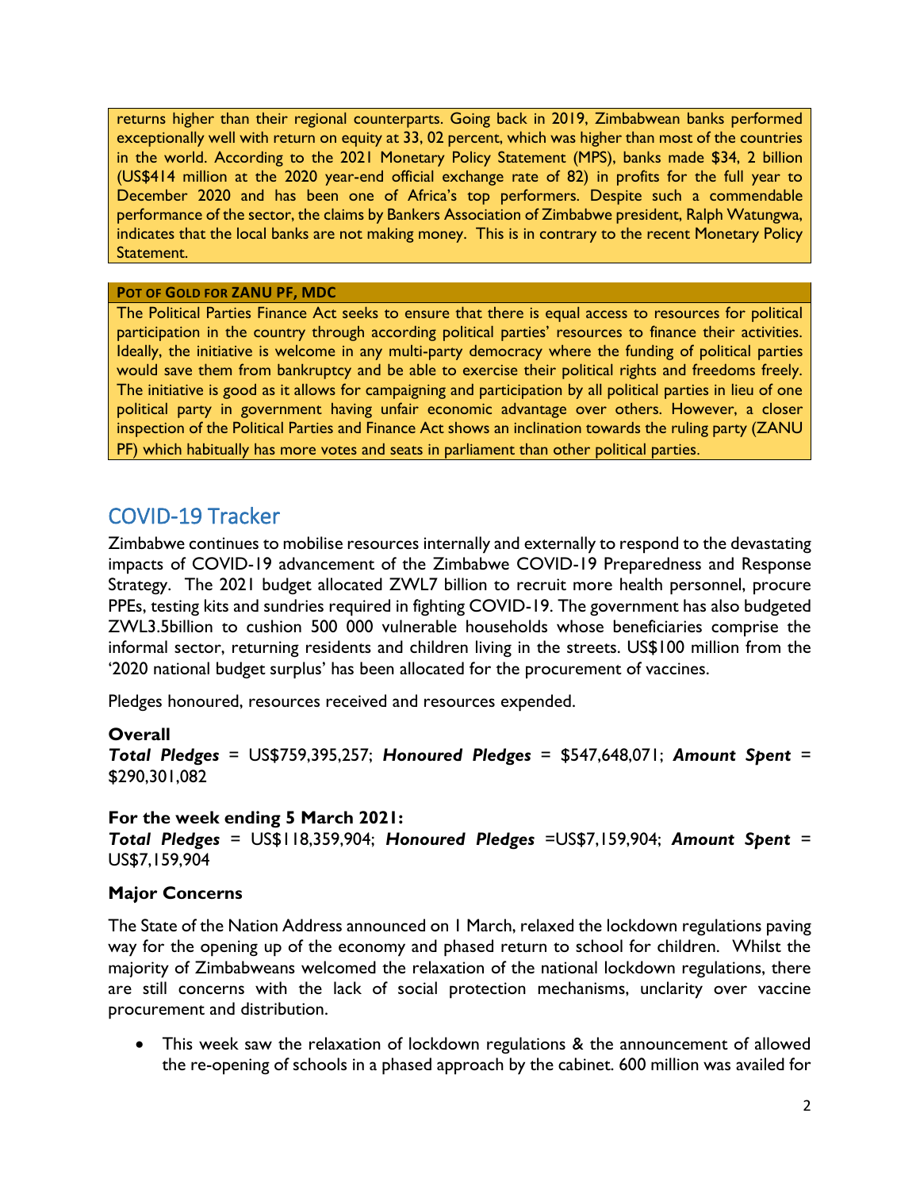returns higher than their regional counterparts. Going back in 2019, Zimbabwean banks performed exceptionally well with return on equity at 33, 02 percent, which was higher than most of the countries in the world. According to the 2021 Monetary Policy Statement (MPS), banks made $34, 2 billion (US$414 million at the 2020 year-end official exchange rate of 82) in profits for the full year to December 2020 and has been one of Africa's top performers. Despite such a commendable performance of the sector, the claims by Bankers Association of Zimbabwe president, Ralph Watungwa, indicates that the local banks are not making money. This is in contrary to the recent Monetary Policy Statement.

**POT OF GOLD FOR ZANU PF, MDC**

The Political Parties Finance Act seeks to ensure that there is equal access to resources for political participation in the country through according political parties' resources to finance their activities. Ideally, the initiative is welcome in any multi-party democracy where the funding of political parties would save them from bankruptcy and be able to exercise their political rights and freedoms freely. The initiative is good as it allows for campaigning and participation by all political parties in lieu of one political party in government having unfair economic advantage over others. However, a closer inspection of the Political Parties and Finance Act shows an inclination towards the ruling party (ZANU PF) which habitually has more votes and seats in parliament than other political parties.

## COVID-19 Tracker

Zimbabwe continues to mobilise resources internally and externally to respond to the devastating impacts of COVID-19 advancement of the Zimbabwe COVID-19 Preparedness and Response Strategy. The 2021 budget allocated ZWL7 billion to recruit more health personnel, procure PPEs, testing kits and sundries required in fighting COVID-19. The government has also budgeted ZWL3.5billion to cushion 500 000 vulnerable households whose beneficiaries comprise the informal sector, returning residents and children living in the streets. US$100 million from the '2020 national budget surplus' has been allocated for the procurement of vaccines.

Pledges honoured, resources received and resources expended.

**Overall**

***Total Pledges*** = US$759,395,257; ***Honoured Pledges*** = $547,648,071; ***Amount Spent*** = $290,301,082

**For the week ending 5 March 2021:**

***Total Pledges*** = US$118,359,904; ***Honoured Pledges*** =US$7,159,904; ***Amount Spent*** = US$7,159,904

**Major Concerns**

The State of the Nation Address announced on 1 March, relaxed the lockdown regulations paving way for the opening up of the economy and phased return to school for children. Whilst the majority of Zimbabweans welcomed the relaxation of the national lockdown regulations, there are still concerns with the lack of social protection mechanisms, unclarity over vaccine procurement and distribution.

- This week saw the relaxation of lockdown regulations & the announcement of allowed the re-opening of schools in a phased approach by the cabinet. 600 million was availed for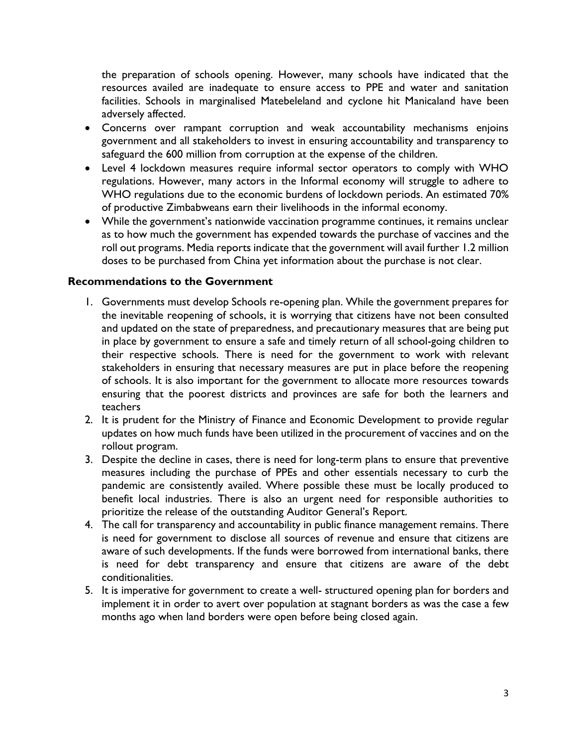the preparation of schools opening. However, many schools have indicated that the resources availed are inadequate to ensure access to PPE and water and sanitation facilities. Schools in marginalised Matebeleland and cyclone hit Manicaland have been adversely affected.

- Concerns over rampant corruption and weak accountability mechanisms enjoins government and all stakeholders to invest in ensuring accountability and transparency to safeguard the 600 million from corruption at the expense of the children.
- Level 4 lockdown measures require informal sector operators to comply with WHO regulations. However, many actors in the Informal economy will struggle to adhere to WHO regulations due to the economic burdens of lockdown periods. An estimated 70% of productive Zimbabweans earn their livelihoods in the informal economy.
- While the government's nationwide vaccination programme continues, it remains unclear as to how much the government has expended towards the purchase of vaccines and the roll out programs. Media reports indicate that the government will avail further 1.2 million doses to be purchased from China yet information about the purchase is not clear.

### Recommendations to the Government

1. Governments must develop Schools re-opening plan. While the government prepares for the inevitable reopening of schools, it is worrying that citizens have not been consulted and updated on the state of preparedness, and precautionary measures that are being put in place by government to ensure a safe and timely return of all school-going children to their respective schools. There is need for the government to work with relevant stakeholders in ensuring that necessary measures are put in place before the reopening of schools. It is also important for the government to allocate more resources towards ensuring that the poorest districts and provinces are safe for both the learners and teachers
2. It is prudent for the Ministry of Finance and Economic Development to provide regular updates on how much funds have been utilized in the procurement of vaccines and on the rollout program.
3. Despite the decline in cases, there is need for long-term plans to ensure that preventive measures including the purchase of PPEs and other essentials necessary to curb the pandemic are consistently availed. Where possible these must be locally produced to benefit local industries. There is also an urgent need for responsible authorities to prioritize the release of the outstanding Auditor General's Report.
4. The call for transparency and accountability in public finance management remains. There is need for government to disclose all sources of revenue and ensure that citizens are aware of such developments. If the funds were borrowed from international banks, there is need for debt transparency and ensure that citizens are aware of the debt conditionalities.
5. It is imperative for government to create a well- structured opening plan for borders and implement it in order to avert over population at stagnant borders as was the case a few months ago when land borders were open before being closed again.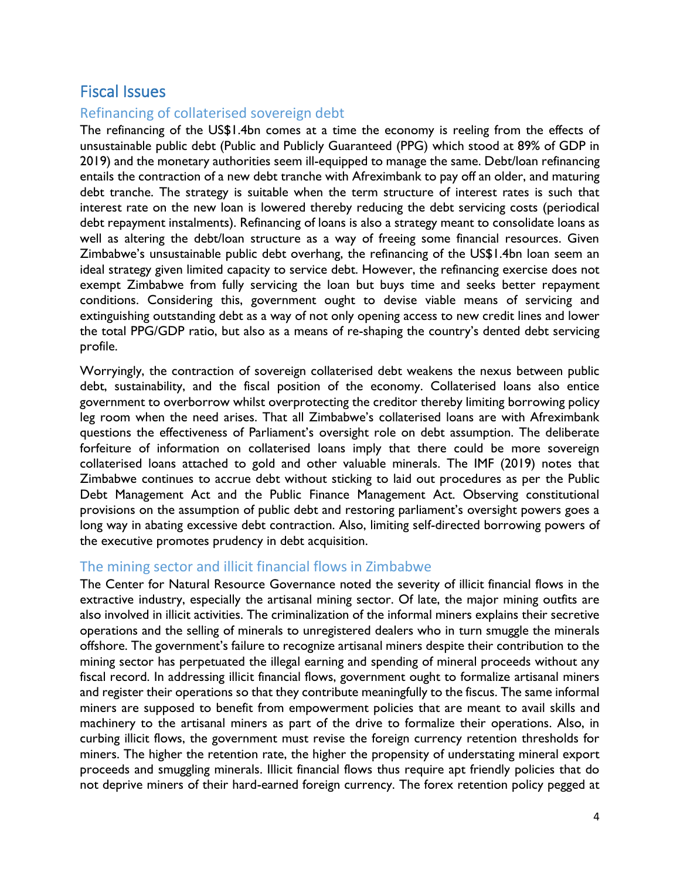# Fiscal Issues

## Refinancing of collaterised sovereign debt

The refinancing of the US$1.4bn comes at a time the economy is reeling from the effects of unsustainable public debt (Public and Publicly Guaranteed (PPG) which stood at 89% of GDP in 2019) and the monetary authorities seem ill-equipped to manage the same. Debt/loan refinancing entails the contraction of a new debt tranche with Afreximbank to pay off an older, and maturing debt tranche. The strategy is suitable when the term structure of interest rates is such that interest rate on the new loan is lowered thereby reducing the debt servicing costs (periodical debt repayment instalments). Refinancing of loans is also a strategy meant to consolidate loans as well as altering the debt/loan structure as a way of freeing some financial resources. Given Zimbabwe's unsustainable public debt overhang, the refinancing of the US$1.4bn loan seem an ideal strategy given limited capacity to service debt. However, the refinancing exercise does not exempt Zimbabwe from fully servicing the loan but buys time and seeks better repayment conditions. Considering this, government ought to devise viable means of servicing and extinguishing outstanding debt as a way of not only opening access to new credit lines and lower the total PPG/GDP ratio, but also as a means of re-shaping the country's dented debt servicing profile.

Worryingly, the contraction of sovereign collateralised debt weakens the nexus between public debt, sustainability, and the fiscal position of the economy. Collaterised loans also entice government to overborrow whilst overprotecting the creditor thereby limiting borrowing policy leg room when the need arises. That all Zimbabwe's collaterised loans are with Afreximbank questions the effectiveness of Parliament's oversight role on debt assumption. The deliberate forfeiture of information on collaterised loans imply that there could be more sovereign collaterised loans attached to gold and other valuable minerals. The IMF (2019) notes that Zimbabwe continues to accrue debt without sticking to laid out procedures as per the Public Debt Management Act and the Public Finance Management Act. Observing constitutional provisions on the assumption of public debt and restoring parliament's oversight powers goes a long way in abating excessive debt contraction. Also, limiting self-directed borrowing powers of the executive promotes prudency in debt acquisition.

## The mining sector and illicit financial flows in Zimbabwe

The Center for Natural Resource Governance noted the severity of illicit financial flows in the extractive industry, especially the artisanal mining sector. Of late, the major mining outfits are also involved in illicit activities. The criminalization of the informal miners explains their secretive operations and the selling of minerals to unregistered dealers who in turn smuggle the minerals offshore. The government's failure to recognize artisanal miners despite their contribution to the mining sector has perpetuated the illegal earning and spending of mineral proceeds without any fiscal record. In addressing illicit financial flows, government ought to formalize artisanal miners and register their operations so that they contribute meaningfully to the fiscus. The same informal miners are supposed to benefit from empowerment policies that are meant to avail skills and machinery to the artisanal miners as part of the drive to formalize their operations. Also, in curbing illicit flows, the government must revise the foreign currency retention thresholds for miners. The higher the retention rate, the higher the propensity of understating mineral export proceeds and smuggling minerals. Illicit financial flows thus require apt friendly policies that do not deprive miners of their hard-earned foreign currency. The forex retention policy pegged at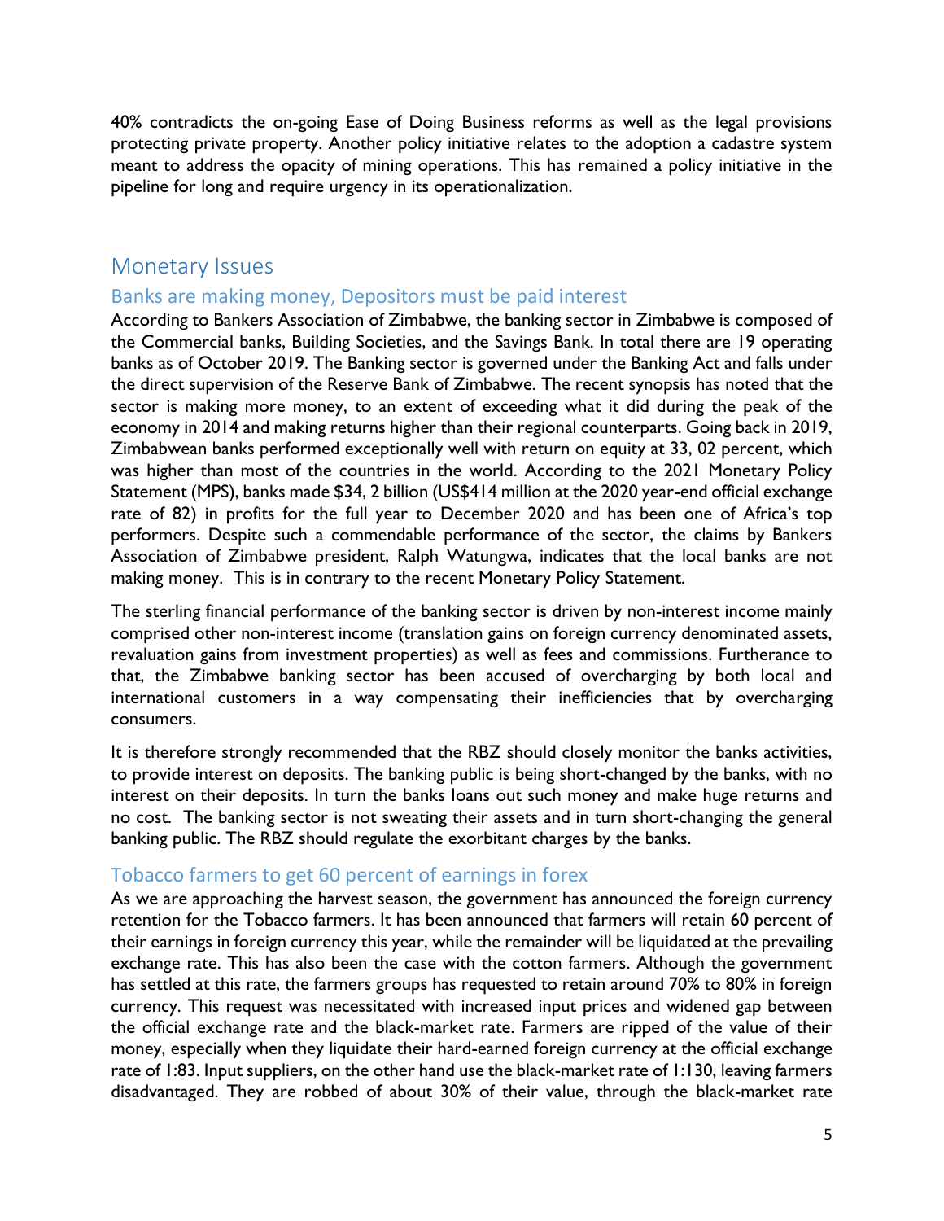40% contradicts the on-going Ease of Doing Business reforms as well as the legal provisions protecting private property. Another policy initiative relates to the adoption a cadastre system meant to address the opacity of mining operations. This has remained a policy initiative in the pipeline for long and require urgency in its operationalization.

## Monetary Issues

### Banks are making money, Depositors must be paid interest

According to Bankers Association of Zimbabwe, the banking sector in Zimbabwe is composed of the Commercial banks, Building Societies, and the Savings Bank. In total there are 19 operating banks as of October 2019. The Banking sector is governed under the Banking Act and falls under the direct supervision of the Reserve Bank of Zimbabwe. The recent synopsis has noted that the sector is making more money, to an extent of exceeding what it did during the peak of the economy in 2014 and making returns higher than their regional counterparts. Going back in 2019, Zimbabwean banks performed exceptionally well with return on equity at 33, 02 percent, which was higher than most of the countries in the world. According to the 2021 Monetary Policy Statement (MPS), banks made $34, 2 billion (US$414 million at the 2020 year-end official exchange rate of 82) in profits for the full year to December 2020 and has been one of Africa's top performers. Despite such a commendable performance of the sector, the claims by Bankers Association of Zimbabwe president, Ralph Watungwa, indicates that the local banks are not making money. This is in contrary to the recent Monetary Policy Statement.

The sterling financial performance of the banking sector is driven by non-interest income mainly comprised other non-interest income (translation gains on foreign currency denominated assets, revaluation gains from investment properties) as well as fees and commissions. Furtherance to that, the Zimbabwe banking sector has been accused of overcharging by both local and international customers in a way compensating their inefficiencies that by overcharging consumers.

It is therefore strongly recommended that the RBZ should closely monitor the banks activities, to provide interest on deposits. The banking public is being short-changed by the banks, with no interest on their deposits. In turn the banks loans out such money and make huge returns and no cost. The banking sector is not sweating their assets and in turn short-changing the general banking public. The RBZ should regulate the exorbitant charges by the banks.

### Tobacco farmers to get 60 percent of earnings in forex

As we are approaching the harvest season, the government has announced the foreign currency retention for the Tobacco farmers. It has been announced that farmers will retain 60 percent of their earnings in foreign currency this year, while the remainder will be liquidated at the prevailing exchange rate. This has also been the case with the cotton farmers. Although the government has settled at this rate, the farmers groups has requested to retain around 70% to 80% in foreign currency. This request was necessitated with increased input prices and widened gap between the official exchange rate and the black-market rate. Farmers are ripped of the value of their money, especially when they liquidate their hard-earned foreign currency at the official exchange rate of 1:83. Input suppliers, on the other hand use the black-market rate of 1:130, leaving farmers disadvantaged. They are robbed of about 30% of their value, through the black-market rate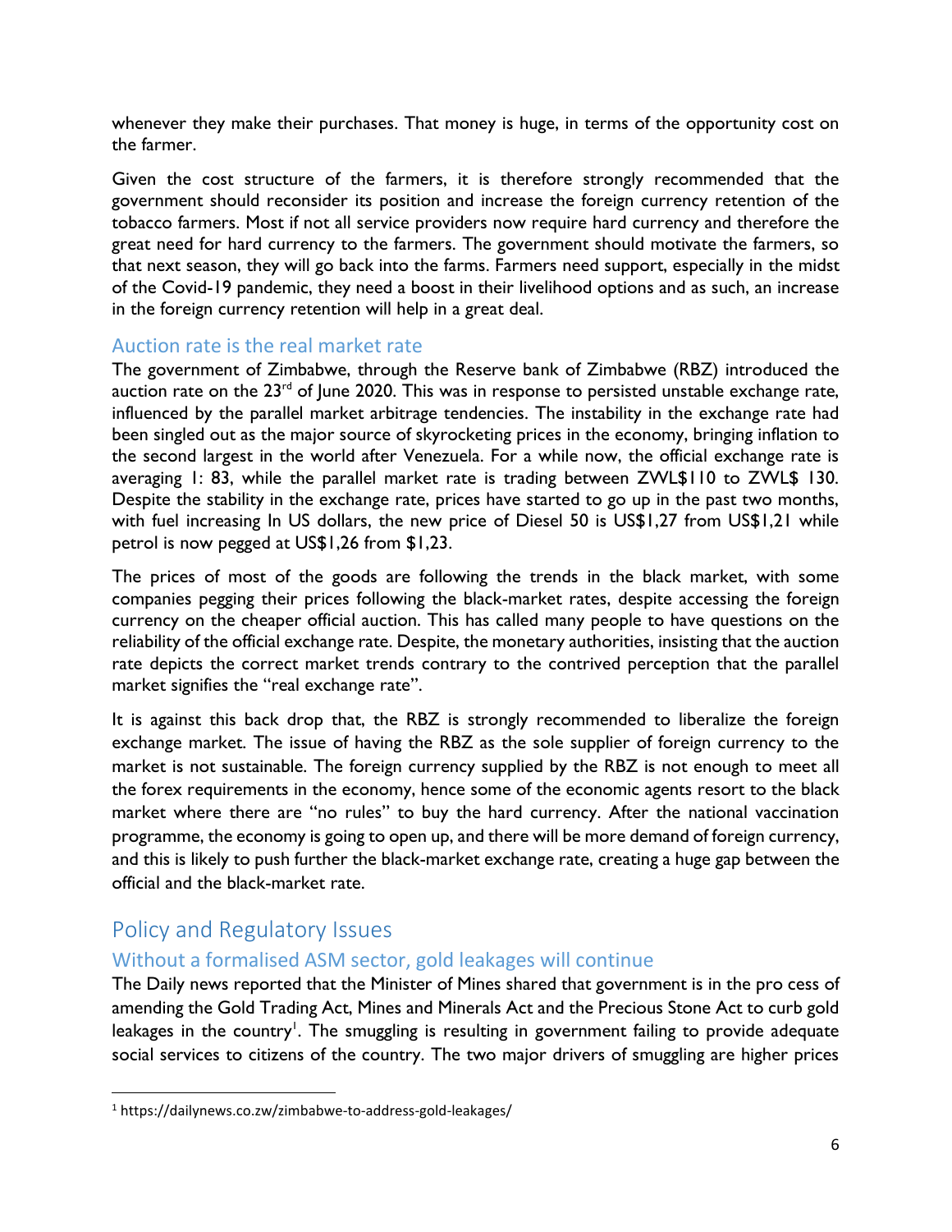whenever they make their purchases. That money is huge, in terms of the opportunity cost on the farmer.

Given the cost structure of the farmers, it is therefore strongly recommended that the government should reconsider its position and increase the foreign currency retention of the tobacco farmers. Most if not all service providers now require hard currency and therefore the great need for hard currency to the farmers. The government should motivate the farmers, so that next season, they will go back into the farms. Farmers need support, especially in the midst of the Covid-19 pandemic, they need a boost in their livelihood options and as such, an increase in the foreign currency retention will help in a great deal.

### Auction rate is the real market rate

The government of Zimbabwe, through the Reserve bank of Zimbabwe (RBZ) introduced the auction rate on the 23rd of June 2020. This was in response to persisted unstable exchange rate, influenced by the parallel market arbitrage tendencies. The instability in the exchange rate had been singled out as the major source of skyrocketing prices in the economy, bringing inflation to the second largest in the world after Venezuela. For a while now, the official exchange rate is averaging 1: 83, while the parallel market rate is trading between ZWL$110 to ZWL$ 130. Despite the stability in the exchange rate, prices have started to go up in the past two months, with fuel increasing In US dollars, the new price of Diesel 50 is US$1,27 from US$1,21 while petrol is now pegged at US$1,26 from $1,23.

The prices of most of the goods are following the trends in the black market, with some companies pegging their prices following the black-market rates, despite accessing the foreign currency on the cheaper official auction. This has called many people to have questions on the reliability of the official exchange rate. Despite, the monetary authorities, insisting that the auction rate depicts the correct market trends contrary to the contrived perception that the parallel market signifies the "real exchange rate".

It is against this back drop that, the RBZ is strongly recommended to liberalize the foreign exchange market. The issue of having the RBZ as the sole supplier of foreign currency to the market is not sustainable. The foreign currency supplied by the RBZ is not enough to meet all the forex requirements in the economy, hence some of the economic agents resort to the black market where there are "no rules" to buy the hard currency. After the national vaccination programme, the economy is going to open up, and there will be more demand of foreign currency, and this is likely to push further the black-market exchange rate, creating a huge gap between the official and the black-market rate.

## Policy and Regulatory Issues

### Without a formalised ASM sector, gold leakages will continue

The Daily news reported that the Minister of Mines shared that government is in the pro cess of amending the Gold Trading Act, Mines and Minerals Act and the Precious Stone Act to curb gold leakages in the country[1]. The smuggling is resulting in government failing to provide adequate social services to citizens of the country. The two major drivers of smuggling are higher prices

[1] https://dailynews.co.zw/zimbabwe-to-address-gold-leakages/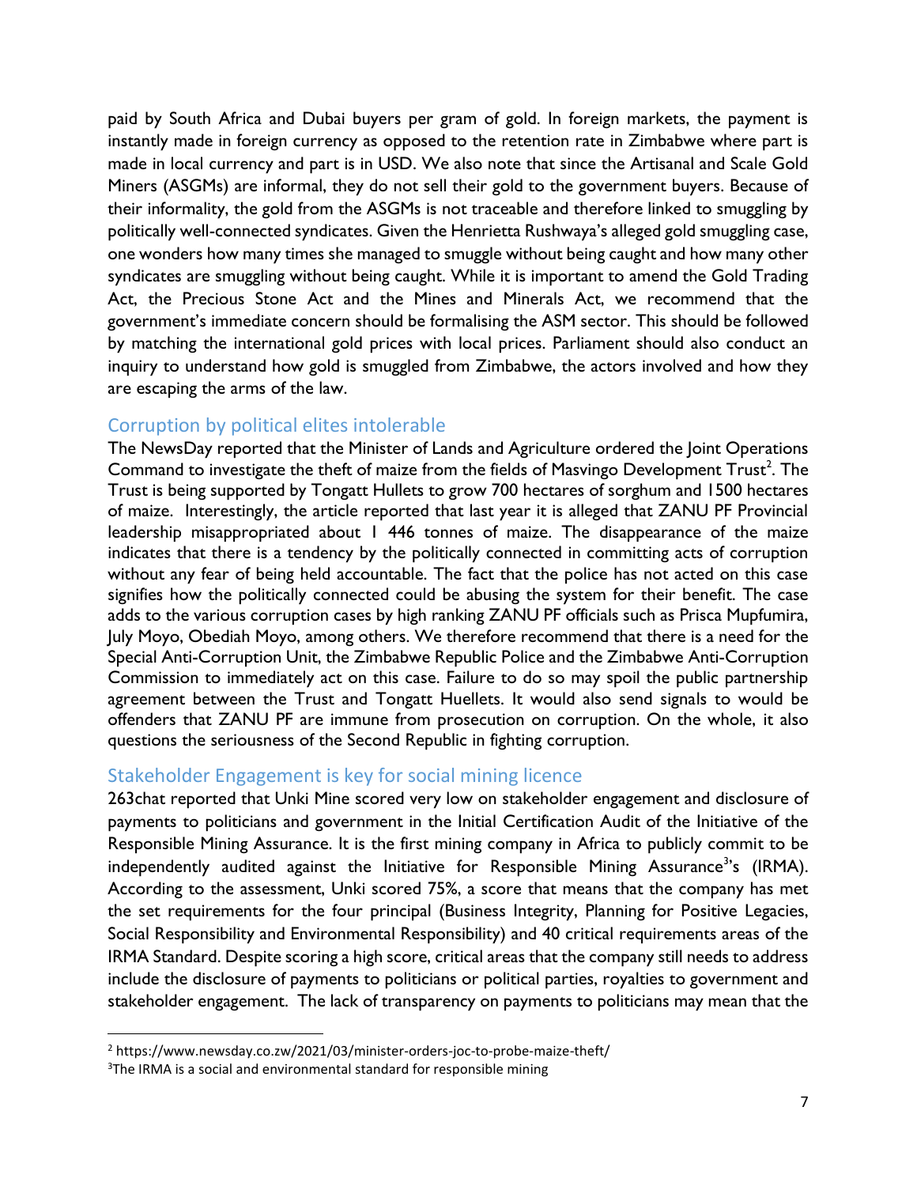paid by South Africa and Dubai buyers per gram of gold. In foreign markets, the payment is instantly made in foreign currency as opposed to the retention rate in Zimbabwe where part is made in local currency and part is in USD. We also note that since the Artisanal and Scale Gold Miners (ASGMs) are informal, they do not sell their gold to the government buyers. Because of their informality, the gold from the ASGMs is not traceable and therefore linked to smuggling by politically well-connected syndicates. Given the Henrietta Rushwaya's alleged gold smuggling case, one wonders how many times she managed to smuggle without being caught and how many other syndicates are smuggling without being caught. While it is important to amend the Gold Trading Act, the Precious Stone Act and the Mines and Minerals Act, we recommend that the government's immediate concern should be formalising the ASM sector. This should be followed by matching the international gold prices with local prices. Parliament should also conduct an inquiry to understand how gold is smuggled from Zimbabwe, the actors involved and how they are escaping the arms of the law.

## Corruption by political elites intolerable

The NewsDay reported that the Minister of Lands and Agriculture ordered the Joint Operations Command to investigate the theft of maize from the fields of Masvingo Development Trust[2]. The Trust is being supported by Tongatt Hullets to grow 700 hectares of sorghum and 1500 hectares of maize. Interestingly, the article reported that last year it is alleged that ZANU PF Provincial leadership misappropriated about 1 446 tonnes of maize. The disappearance of the maize indicates that there is a tendency by the politically connected in committing acts of corruption without any fear of being held accountable. The fact that the police has not acted on this case signifies how the politically connected could be abusing the system for their benefit. The case adds to the various corruption cases by high ranking ZANU PF officials such as Prisca Mupfumira, July Moyo, Obediah Moyo, among others. We therefore recommend that there is a need for the Special Anti-Corruption Unit, the Zimbabwe Republic Police and the Zimbabwe Anti-Corruption Commission to immediately act on this case. Failure to do so may spoil the public partnership agreement between the Trust and Tongatt Huellets. It would also send signals to would be offenders that ZANU PF are immune from prosecution on corruption. On the whole, it also questions the seriousness of the Second Republic in fighting corruption.

## Stakeholder Engagement is key for social mining licence

263chat reported that Unki Mine scored very low on stakeholder engagement and disclosure of payments to politicians and government in the Initial Certification Audit of the Initiative of the Responsible Mining Assurance. It is the first mining company in Africa to publicly commit to be independently audited against the Initiative for Responsible Mining Assurance[3]'s (IRMA). According to the assessment, Unki scored 75%, a score that means that the company has met the set requirements for the four principal (Business Integrity, Planning for Positive Legacies, Social Responsibility and Environmental Responsibility) and 40 critical requirements areas of the IRMA Standard. Despite scoring a high score, critical areas that the company still needs to address include the disclosure of payments to politicians or political parties, royalties to government and stakeholder engagement. The lack of transparency on payments to politicians may mean that the

---

[2] https://www.newsday.co.zw/2021/03/minister-orders-joc-to-probe-maize-theft/

[3] The IRMA is a social and environmental standard for responsible mining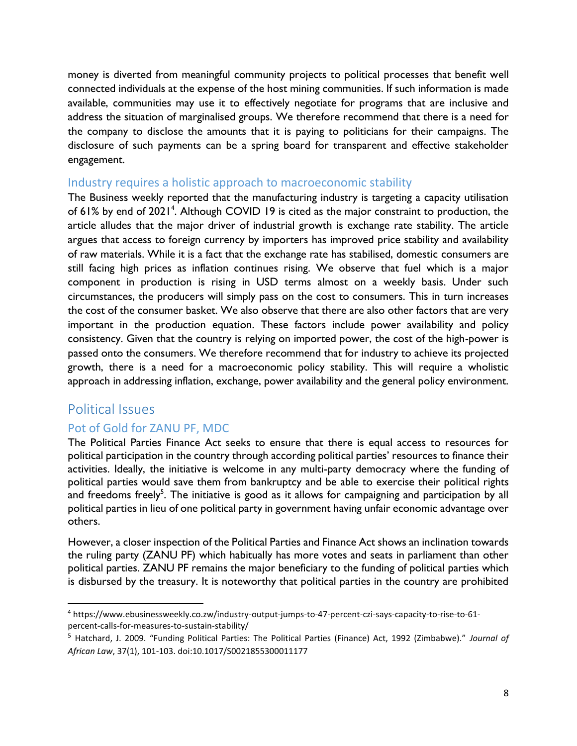money is diverted from meaningful community projects to political processes that benefit well connected individuals at the expense of the host mining communities. If such information is made available, communities may use it to effectively negotiate for programs that are inclusive and address the situation of marginalised groups. We therefore recommend that there is a need for the company to disclose the amounts that it is paying to politicians for their campaigns. The disclosure of such payments can be a spring board for transparent and effective stakeholder engagement.

### Industry requires a holistic approach to macroeconomic stability

The Business weekly reported that the manufacturing industry is targeting a capacity utilisation of 61% by end of 2021[4]. Although COVID 19 is cited as the major constraint to production, the article alludes that the major driver of industrial growth is exchange rate stability. The article argues that access to foreign currency by importers has improved price stability and availability of raw materials. While it is a fact that the exchange rate has stabilised, domestic consumers are still facing high prices as inflation continues rising. We observe that fuel which is a major component in production is rising in USD terms almost on a weekly basis. Under such circumstances, the producers will simply pass on the cost to consumers. This in turn increases the cost of the consumer basket. We also observe that there are also other factors that are very important in the production equation. These factors include power availability and policy consistency. Given that the country is relying on imported power, the cost of the high-power is passed onto the consumers. We therefore recommend that for industry to achieve its projected growth, there is a need for a macroeconomic policy stability. This will require a wholistic approach in addressing inflation, exchange, power availability and the general policy environment.

## Political Issues

### Pot of Gold for ZANU PF, MDC

The Political Parties Finance Act seeks to ensure that there is equal access to resources for political participation in the country through according political parties' resources to finance their activities. Ideally, the initiative is welcome in any multi-party democracy where the funding of political parties would save them from bankruptcy and be able to exercise their political rights and freedoms freely[5]. The initiative is good as it allows for campaigning and participation by all political parties in lieu of one political party in government having unfair economic advantage over others.

However, a closer inspection of the Political Parties and Finance Act shows an inclination towards the ruling party (ZANU PF) which habitually has more votes and seats in parliament than other political parties. ZANU PF remains the major beneficiary to the funding of political parties which is disbursed by the treasury. It is noteworthy that political parties in the country are prohibited

[4] https://www.ebusinessweekly.co.zw/industry-output-jumps-to-47-percent-czi-says-capacity-to-rise-to-61-percent-calls-for-measures-to-sustain-stability/

[5] Hatchard, J. 2009. "Funding Political Parties: The Political Parties (Finance) Act, 1992 (Zimbabwe)." *Journal of African Law*, 37(1), 101-103. doi:10.1017/S0021855300011177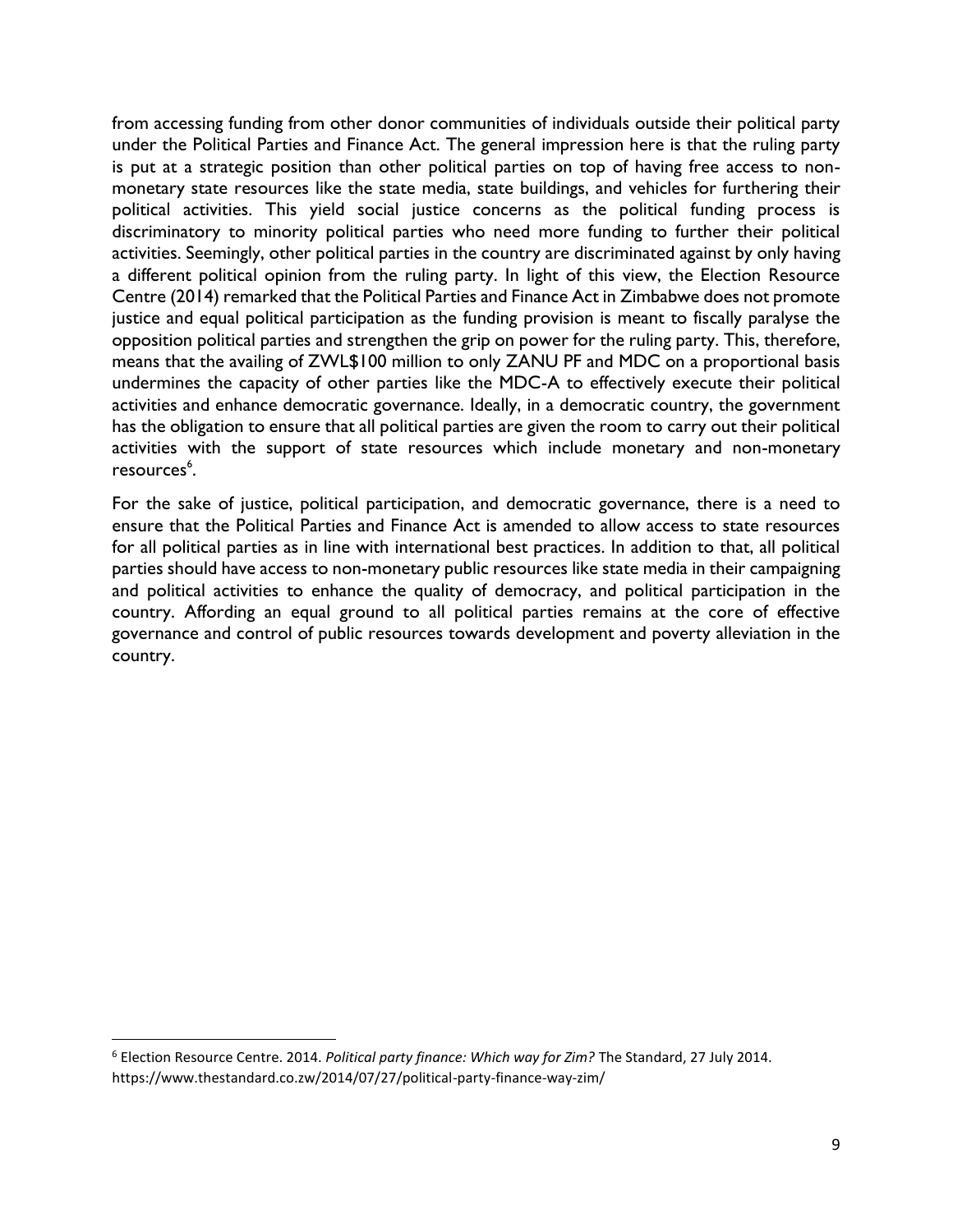from accessing funding from other donor communities of individuals outside their political party under the Political Parties and Finance Act. The general impression here is that the ruling party is put at a strategic position than other political parties on top of having free access to non-monetary state resources like the state media, state buildings, and vehicles for furthering their political activities. This yield social justice concerns as the political funding process is discriminatory to minority political parties who need more funding to further their political activities. Seemingly, other political parties in the country are discriminated against by only having a different political opinion from the ruling party. In light of this view, the Election Resource Centre (2014) remarked that the Political Parties and Finance Act in Zimbabwe does not promote justice and equal political participation as the funding provision is meant to fiscally paralyse the opposition political parties and strengthen the grip on power for the ruling party. This, therefore, means that the availing of ZWL$100 million to only ZANU PF and MDC on a proportional basis undermines the capacity of other parties like the MDC-A to effectively execute their political activities and enhance democratic governance. Ideally, in a democratic country, the government has the obligation to ensure that all political parties are given the room to carry out their political activities with the support of state resources which include monetary and non-monetary resources[6].

For the sake of justice, political participation, and democratic governance, there is a need to ensure that the Political Parties and Finance Act is amended to allow access to state resources for all political parties as in line with international best practices. In addition to that, all political parties should have access to non-monetary public resources like state media in their campaigning and political activities to enhance the quality of democracy, and political participation in the country. Affording an equal ground to all political parties remains at the core of effective governance and control of public resources towards development and poverty alleviation in the country.

---

[6] Election Resource Centre. 2014. *Political party finance: Which way for Zim?* The Standard, 27 July 2014. https://www.thestandard.co.zw/2014/07/27/political-party-finance-way-zim/